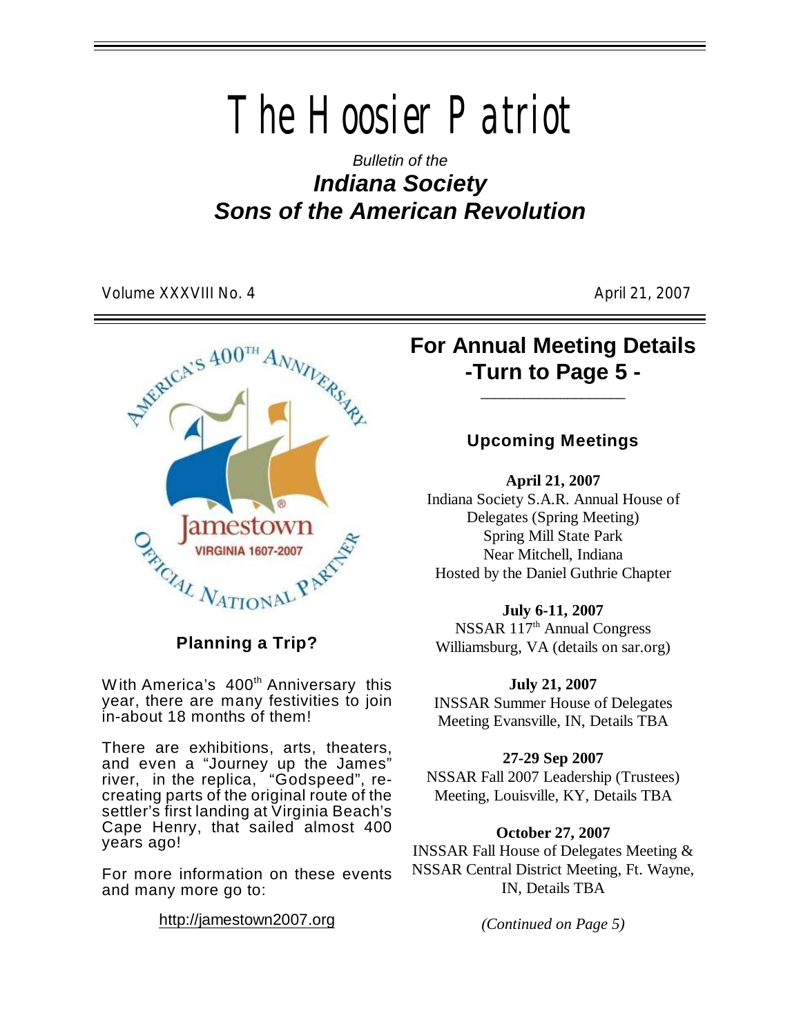# The Hoosier Patriot

*Bulletin of the*

## *Indiana Society Sons of the American Revolution*

Volume XXXVIII No. 4 April 21, 2007

### Planning a Trip?

With America's 400th Anniversary this year, there are many festivities to join in-about 18 months of them!

There are exhibitions, arts, theaters, and even a "Journey up the James" river, in the replica, "Godspeed", re-creating parts of the original route of the settler's first landing at Virginia Beach's Cape Henry, that sailed almost 400 years ago!

For more information on these events and many more go to:

http://jamestown2007.org

## For Annual Meeting Details -Turn to Page 5 -

### Upcoming Meetings

**April 21, 2007**
Indiana Society S.A.R. Annual House of Delegates (Spring Meeting)
Spring Mill State Park
Near Mitchell, Indiana
Hosted by the Daniel Guthrie Chapter

**July 6-11, 2007**
NSSAR 117th Annual Congress
Williamsburg, VA (details on sar.org)

**July 21, 2007**
INSSAR Summer House of Delegates Meeting Evansville, IN, Details TBA

**27-29 Sep 2007**
NSSAR Fall 2007 Leadership (Trustees) Meeting, Louisville, KY, Details TBA

**October 27, 2007**
INSSAR Fall House of Delegates Meeting & NSSAR Central District Meeting, Ft. Wayne, IN, Details TBA

*(Continued on Page 5)*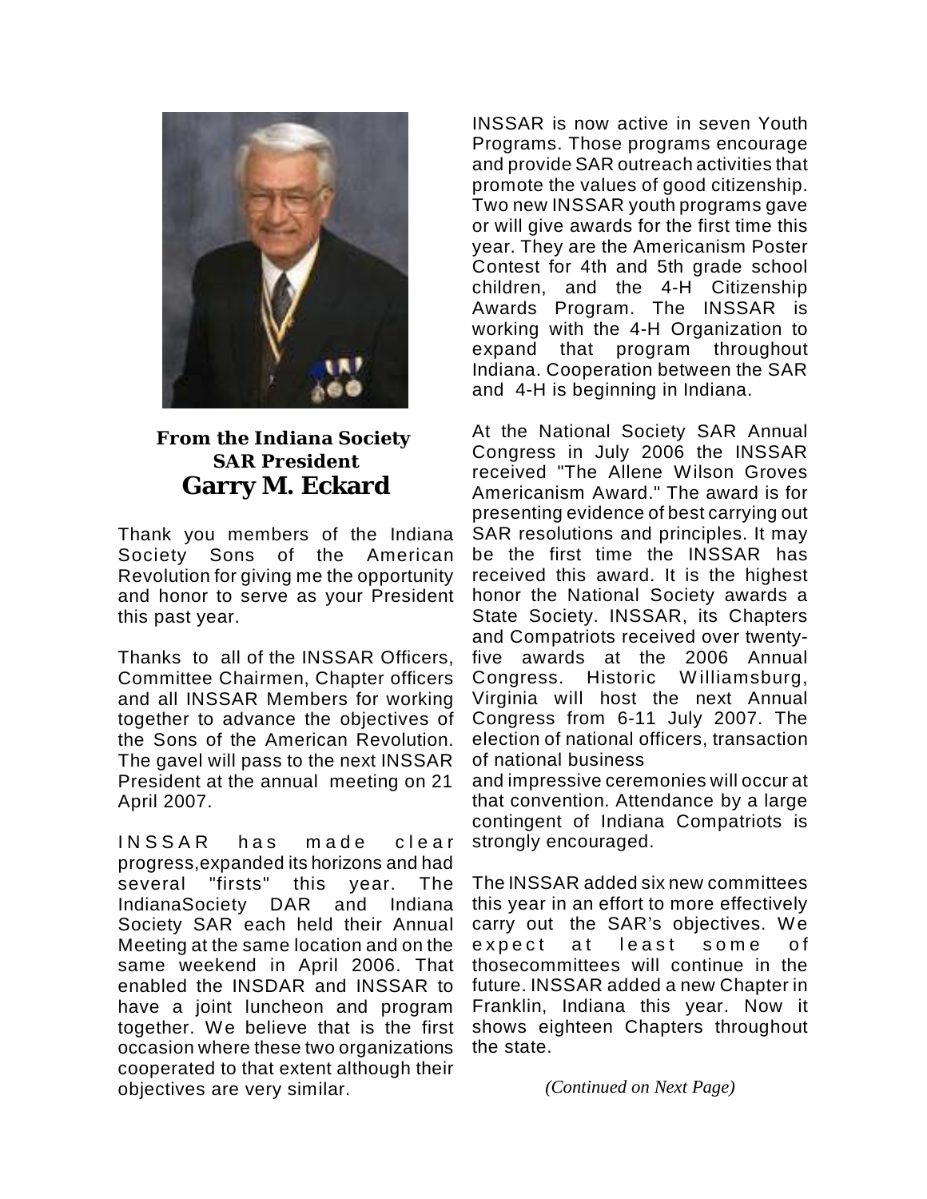**From the Indiana Society SAR President**

## Garry M. Eckard

Thank you members of the Indiana Society Sons of the American Revolution for giving me the opportunity and honor to serve as your President this past year.

Thanks to all of the INSSAR Officers, Committee Chairmen, Chapter officers and all INSSAR Members for working together to advance the objectives of the Sons of the American Revolution. The gavel will pass to the next INSSAR President at the annual meeting on 21 April 2007.

INSSAR has made clear progress,expanded its horizons and had several "firsts" this year. The IndianaSociety DAR and Indiana Society SAR each held their Annual Meeting at the same location and on the same weekend in April 2006. That enabled the INSDAR and INSSAR to have a joint luncheon and program together. We believe that is the first occasion where these two organizations cooperated to that extent although their objectives are very similar.

INSSAR is now active in seven Youth Programs. Those programs encourage and provide SAR outreach activities that promote the values of good citizenship. Two new INSSAR youth programs gave or will give awards for the first time this year. They are the Americanism Poster Contest for 4th and 5th grade school children, and the 4-H Citizenship Awards Program. The INSSAR is working with the 4-H Organization to expand that program throughout Indiana. Cooperation between the SAR and 4-H is beginning in Indiana.

At the National Society SAR Annual Congress in July 2006 the INSSAR received "The Allene Wilson Groves Americanism Award." The award is for presenting evidence of best carrying out SAR resolutions and principles. It may be the first time the INSSAR has received this award. It is the highest honor the National Society awards a State Society. INSSAR, its Chapters and Compatriots received over twenty-five awards at the 2006 Annual Congress. Historic Williamsburg, Virginia will host the next Annual Congress from 6-11 July 2007. The election of national officers, transaction of national business and impressive ceremonies will occur at that convention. Attendance by a large contingent of Indiana Compatriots is strongly encouraged.

The INSSAR added six new committees this year in an effort to more effectively carry out the SAR's objectives. We expect at least some of thosecommittees will continue in the future. INSSAR added a new Chapter in Franklin, Indiana this year. Now it shows eighteen Chapters throughout the state.

*(Continued on Next Page)*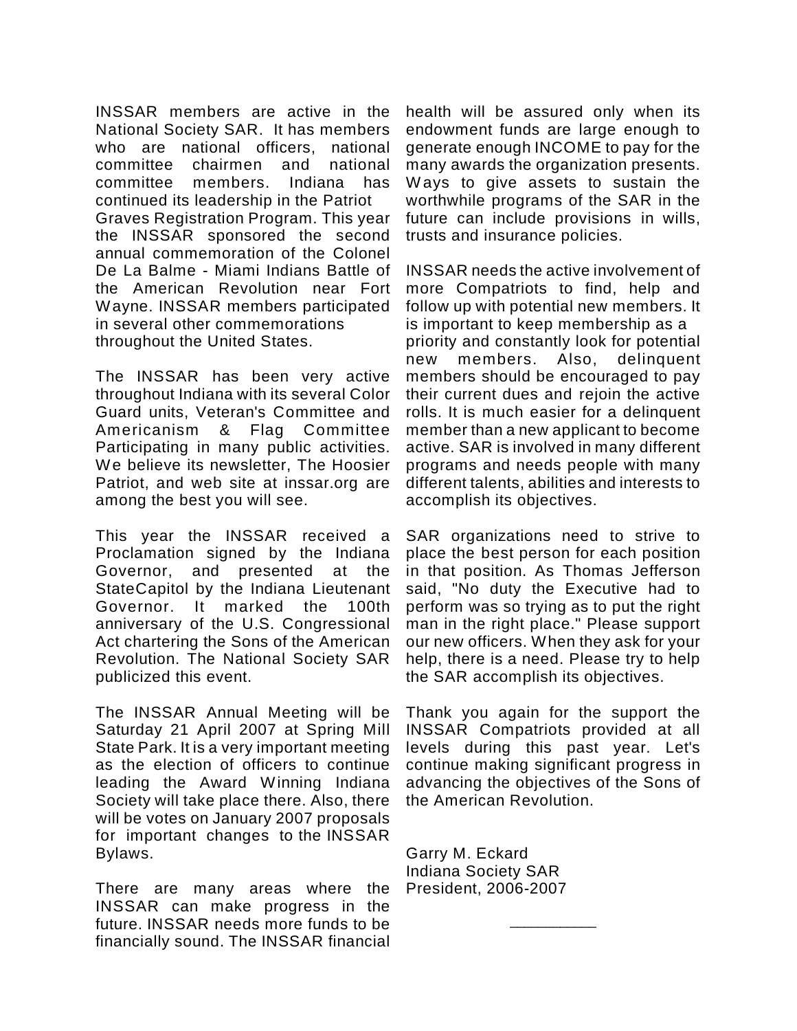INSSAR members are active in the National Society SAR. It has members who are national officers, national committee chairmen and national committee members. Indiana has continued its leadership in the Patriot Graves Registration Program. This year the INSSAR sponsored the second annual commemoration of the Colonel De La Balme - Miami Indians Battle of the American Revolution near Fort Wayne. INSSAR members participated in several other commemorations throughout the United States.

The INSSAR has been very active throughout Indiana with its several Color Guard units, Veteran's Committee and Americanism & Flag Committee Participating in many public activities. We believe its newsletter, The Hoosier Patriot, and web site at inssar.org are among the best you will see.

This year the INSSAR received a Proclamation signed by the Indiana Governor, and presented at the StateCapitol by the Indiana Lieutenant Governor. It marked the 100th anniversary of the U.S. Congressional Act chartering the Sons of the American Revolution. The National Society SAR publicized this event.

The INSSAR Annual Meeting will be Saturday 21 April 2007 at Spring Mill State Park. It is a very important meeting as the election of officers to continue leading the Award Winning Indiana Society will take place there. Also, there will be votes on January 2007 proposals for important changes to the INSSAR Bylaws.

There are many areas where the INSSAR can make progress in the future. INSSAR needs more funds to be financially sound. The INSSAR financial health will be assured only when its endowment funds are large enough to generate enough INCOME to pay for the many awards the organization presents. Ways to give assets to sustain the worthwhile programs of the SAR in the future can include provisions in wills, trusts and insurance policies.

INSSAR needs the active involvement of more Compatriots to find, help and follow up with potential new members. It is important to keep membership as a priority and constantly look for potential new members. Also, delinquent members should be encouraged to pay their current dues and rejoin the active rolls. It is much easier for a delinquent member than a new applicant to become active. SAR is involved in many different programs and needs people with many different talents, abilities and interests to accomplish its objectives.

SAR organizations need to strive to place the best person for each position in that position. As Thomas Jefferson said, "No duty the Executive had to perform was so trying as to put the right man in the right place." Please support our new officers. When they ask for your help, there is a need. Please try to help the SAR accomplish its objectives.

Thank you again for the support the INSSAR Compatriots provided at all levels during this past year. Let's continue making significant progress in advancing the objectives of the Sons of the American Revolution.

Garry M. Eckard
Indiana Society SAR
President, 2006-2007

---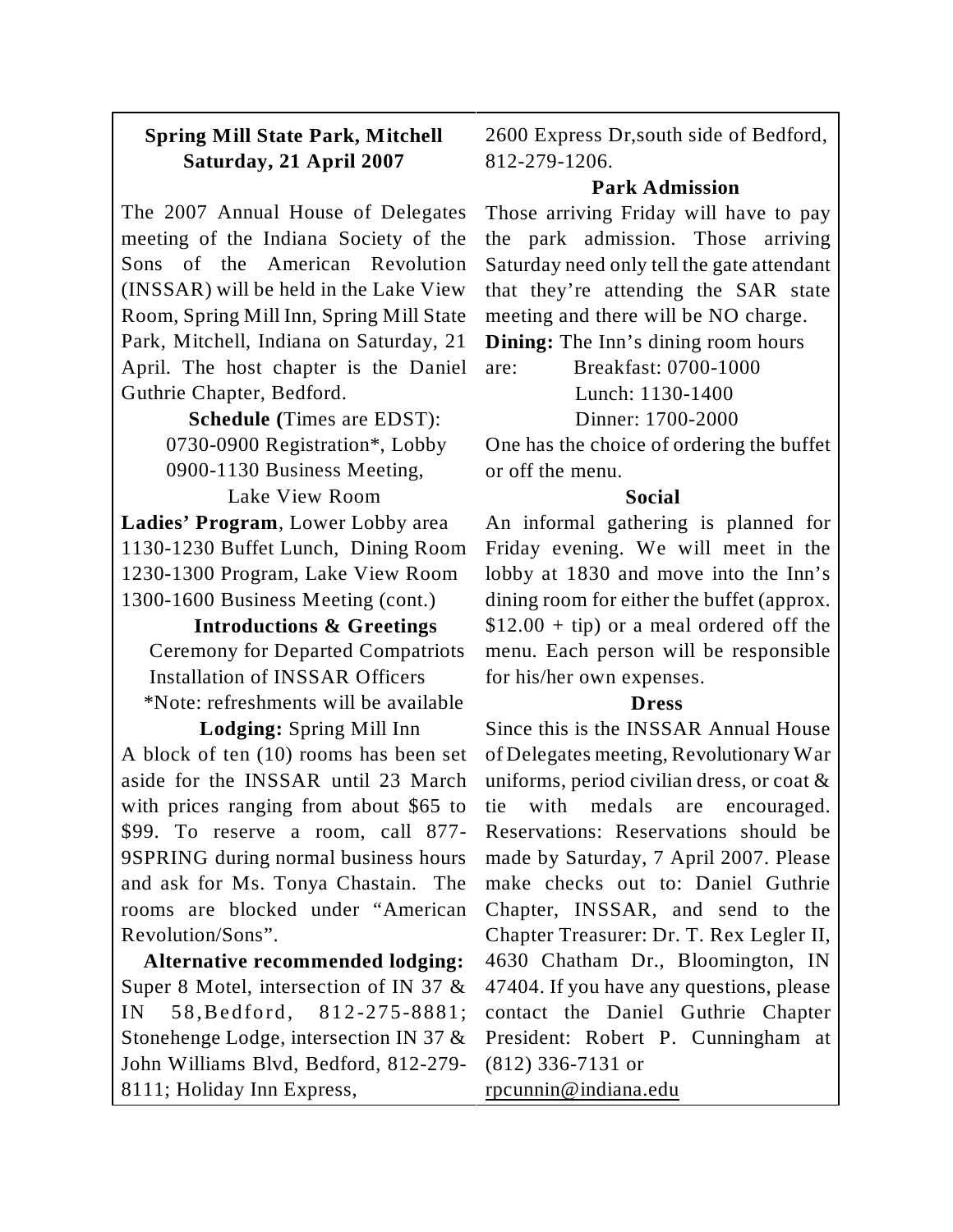**Spring Mill State Park, Mitchell**
**Saturday, 21 April 2007**

The 2007 Annual House of Delegates meeting of the Indiana Society of the Sons of the American Revolution (INSSAR) will be held in the Lake View Room, Spring Mill Inn, Spring Mill State Park, Mitchell, Indiana on Saturday, 21 April. The host chapter is the Daniel Guthrie Chapter, Bedford.

**Schedule (**Times are EDST):

0730-0900 Registration*, Lobby
0900-1130 Business Meeting, Lake View Room

**Ladies' Program**, Lower Lobby area
1130-1230 Buffet Lunch, Dining Room
1230-1300 Program, Lake View Room
1300-1600 Business Meeting (cont.)

**Introductions & Greetings**

Ceremony for Departed Compatriots
Installation of INSSAR Officers

*Note: refreshments will be available

**Lodging:** Spring Mill Inn

A block of ten (10) rooms has been set aside for the INSSAR until 23 March with prices ranging from about $65 to $99. To reserve a room, call 877-9SPRING during normal business hours and ask for Ms. Tonya Chastain. The rooms are blocked under "American Revolution/Sons".

**Alternative recommended lodging:** Super 8 Motel, intersection of IN 37 & IN 58, Bedford, 812-275-8881; Stonehenge Lodge, intersection IN 37 & John Williams Blvd, Bedford, 812-279-8111; Holiday Inn Express, 2600 Express Dr, south side of Bedford, 812-279-1206.

**Park Admission**

Those arriving Friday will have to pay the park admission. Those arriving Saturday need only tell the gate attendant that they're attending the SAR state meeting and there will be NO charge.

**Dining:** The Inn's dining room hours are:

Breakfast: 0700-1000
Lunch: 1130-1400
Dinner: 1700-2000

One has the choice of ordering the buffet or off the menu.

**Social**

An informal gathering is planned for Friday evening. We will meet in the lobby at 1830 and move into the Inn's dining room for either the buffet (approx. $12.00 + tip) or a meal ordered off the menu. Each person will be responsible for his/her own expenses.

**Dress**

Since this is the INSSAR Annual House of Delegates meeting, Revolutionary War uniforms, period civilian dress, or coat & tie with medals are encouraged. Reservations: Reservations should be made by Saturday, 7 April 2007. Please make checks out to: Daniel Guthrie Chapter, INSSAR, and send to the Chapter Treasurer: Dr. T. Rex Legler II, 4630 Chatham Dr., Bloomington, IN 47404. If you have any questions, please contact the Daniel Guthrie Chapter President: Robert P. Cunningham at (812) 336-7131 or rpcunnin@indiana.edu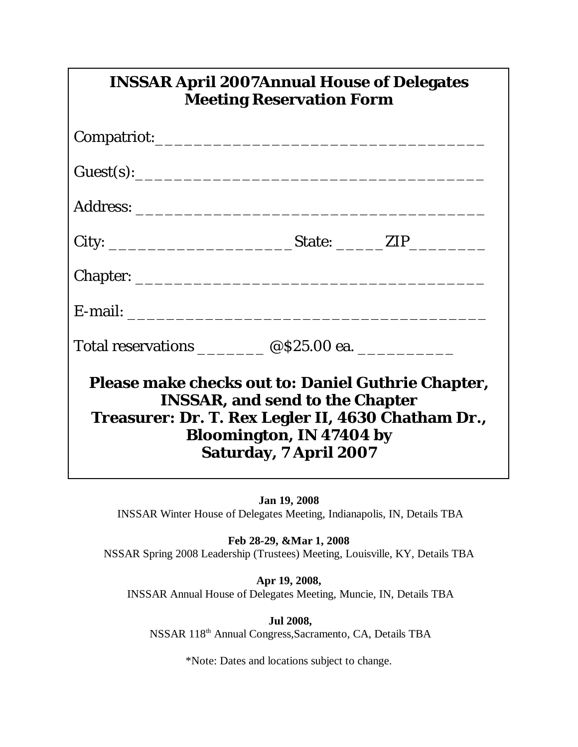## INSSAR April 2007Annual House of Delegates Meeting Reservation Form

Compatriot:____________________________________

Guest(s):______________________________________

Address: ______________________________________

City: _____________________State: ______ZIP_________

Chapter: ______________________________________

E-mail: _______________________________________

Total reservations ________ @$25.00 ea. ___________

**Please make checks out to: Daniel Guthrie Chapter, INSSAR, and send to the Chapter Treasurer: Dr. T. Rex Legler II, 4630 Chatham Dr., Bloomington, IN 47404 by Saturday, 7 April 2007**

**Jan 19, 2008**
INSSAR Winter House of Delegates Meeting, Indianapolis, IN, Details TBA

**Feb 28-29, &Mar 1, 2008**
NSSAR Spring 2008 Leadership (Trustees) Meeting, Louisville, KY, Details TBA

**Apr 19, 2008,**
INSSAR Annual House of Delegates Meeting, Muncie, IN, Details TBA

**Jul 2008,**
NSSAR 118th Annual Congress,Sacramento, CA, Details TBA

*Note: Dates and locations subject to change.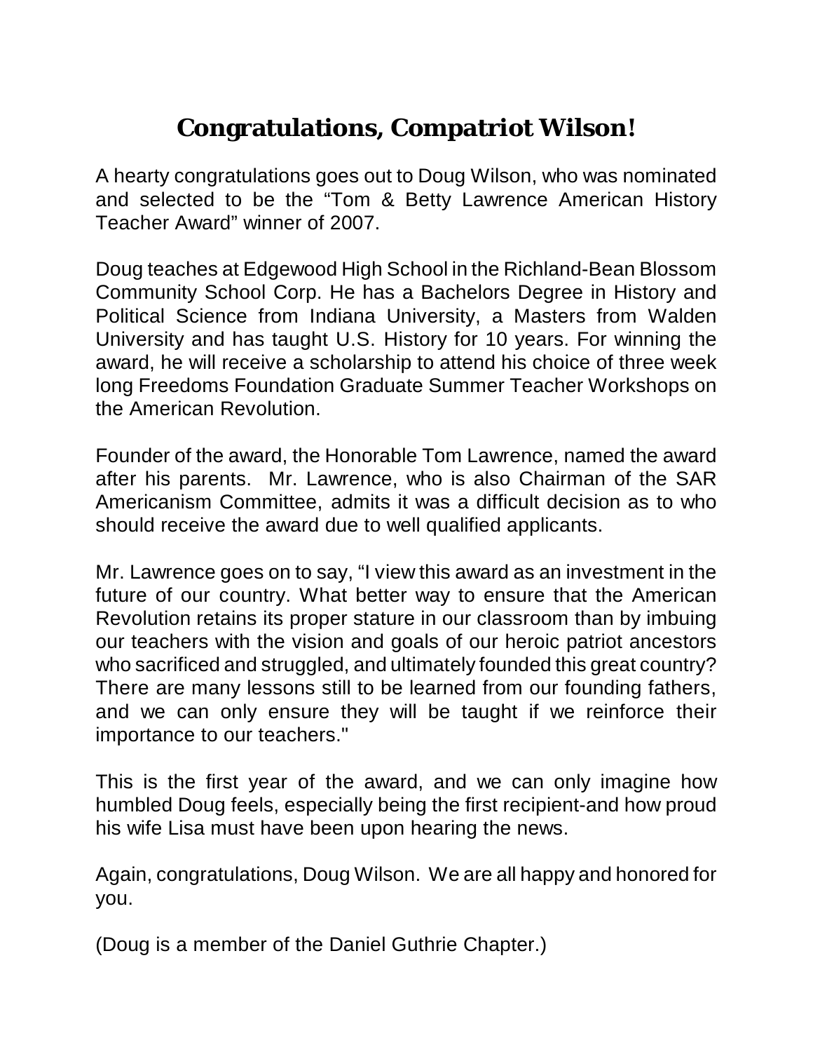# Congratulations, Compatriot Wilson!

A hearty congratulations goes out to Doug Wilson, who was nominated and selected to be the "Tom & Betty Lawrence American History Teacher Award" winner of 2007.

Doug teaches at Edgewood High School in the Richland-Bean Blossom Community School Corp. He has a Bachelors Degree in History and Political Science from Indiana University, a Masters from Walden University and has taught U.S. History for 10 years. For winning the award, he will receive a scholarship to attend his choice of three week long Freedoms Foundation Graduate Summer Teacher Workshops on the American Revolution.

Founder of the award, the Honorable Tom Lawrence, named the award after his parents. Mr. Lawrence, who is also Chairman of the SAR Americanism Committee, admits it was a difficult decision as to who should receive the award due to well qualified applicants.

Mr. Lawrence goes on to say, "I view this award as an investment in the future of our country. What better way to ensure that the American Revolution retains its proper stature in our classroom than by imbuing our teachers with the vision and goals of our heroic patriot ancestors who sacrificed and struggled, and ultimately founded this great country? There are many lessons still to be learned from our founding fathers, and we can only ensure they will be taught if we reinforce their importance to our teachers."

This is the first year of the award, and we can only imagine how humbled Doug feels, especially being the first recipient-and how proud his wife Lisa must have been upon hearing the news.

Again, congratulations, Doug Wilson. We are all happy and honored for you.

(Doug is a member of the Daniel Guthrie Chapter.)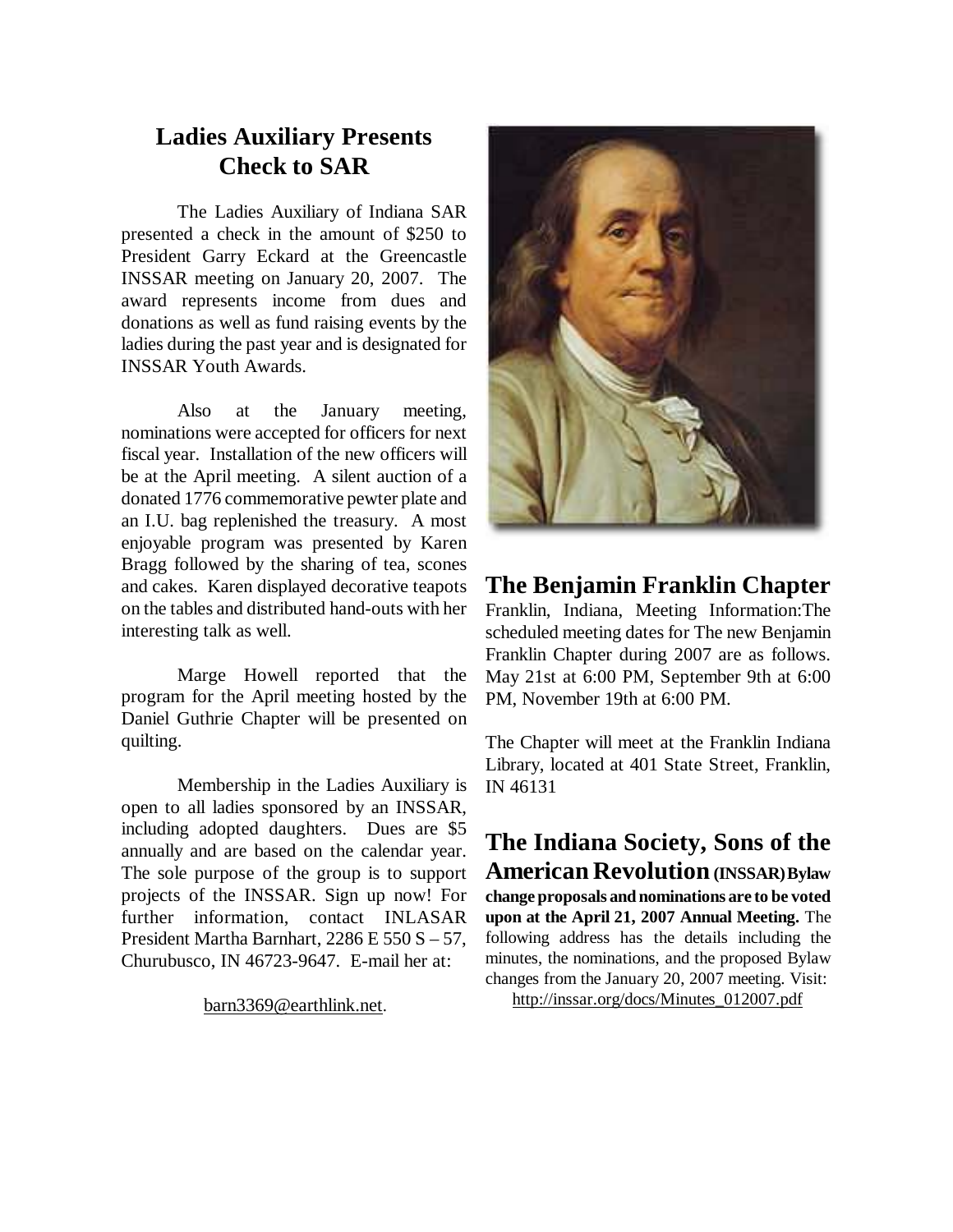## Ladies Auxiliary Presents Check to SAR

The Ladies Auxiliary of Indiana SAR presented a check in the amount of $250 to President Garry Eckard at the Greencastle INSSAR meeting on January 20, 2007. The award represents income from dues and donations as well as fund raising events by the ladies during the past year and is designated for INSSAR Youth Awards.

Also at the January meeting, nominations were accepted for officers for next fiscal year. Installation of the new officers will be at the April meeting. A silent auction of a donated 1776 commemorative pewter plate and an I.U. bag replenished the treasury. A most enjoyable program was presented by Karen Bragg followed by the sharing of tea, scones and cakes. Karen displayed decorative teapots on the tables and distributed hand-outs with her interesting talk as well.

Marge Howell reported that the program for the April meeting hosted by the Daniel Guthrie Chapter will be presented on quilting.

Membership in the Ladies Auxiliary is open to all ladies sponsored by an INSSAR, including adopted daughters. Dues are $5 annually and are based on the calendar year. The sole purpose of the group is to support projects of the INSSAR. Sign up now! For further information, contact INLASAR President Martha Barnhart, 2286 E 550 S – 57, Churubusco, IN 46723-9647. E-mail her at:

barn3369@earthlink.net.

## The Benjamin Franklin Chapter

Franklin, Indiana, Meeting Information:The scheduled meeting dates for The new Benjamin Franklin Chapter during 2007 are as follows. May 21st at 6:00 PM, September 9th at 6:00 PM, November 19th at 6:00 PM.

The Chapter will meet at the Franklin Indiana Library, located at 401 State Street, Franklin, IN 46131

## The Indiana Society, Sons of the American Revolution (INSSAR) Bylaw

**change proposals and nominations are to be voted upon at the April 21, 2007 Annual Meeting.** The following address has the details including the minutes, the nominations, and the proposed Bylaw changes from the January 20, 2007 meeting. Visit: http://inssar.org/docs/Minutes_012007.pdf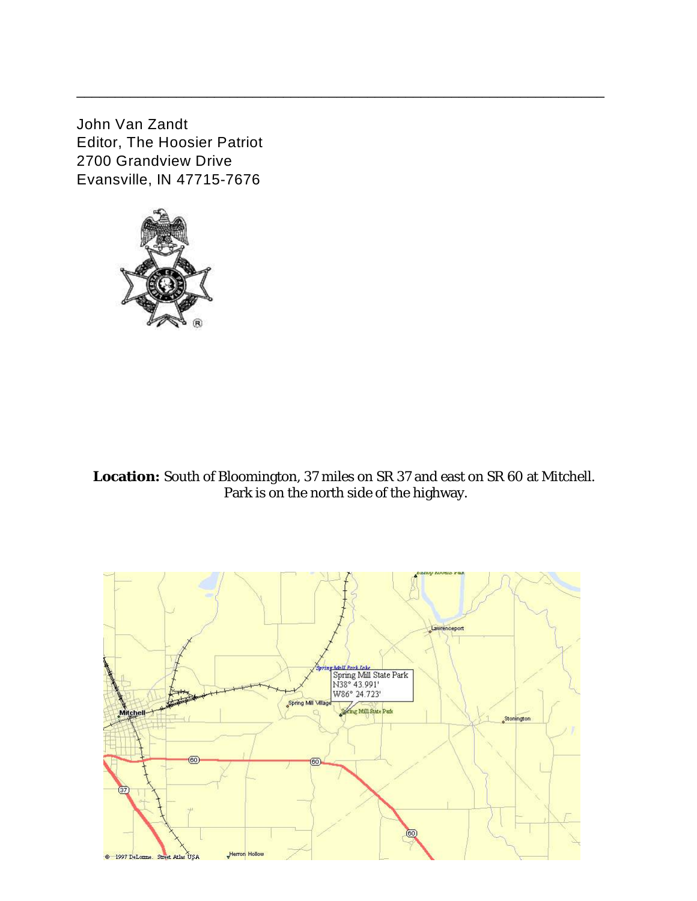John Van Zandt
Editor, The Hoosier Patriot
2700 Grandview Drive
Evansville, IN 47715-7676

**Location:** South of Bloomington, 37 miles on SR 37 and east on SR 60 at Mitchell. Park is on the north side of the highway.

Bishop Roberts Park
Lawrenceport
Spring Mill Park Lake
Spring Mill State Park
N38° 43.991'
W86° 24.723'
Spring Mill Village
Spring Mill State Park
Mitchell
Stonington
60
60
60
37
Herron Hollow
© 1997 DeLorme. Street Atlas USA